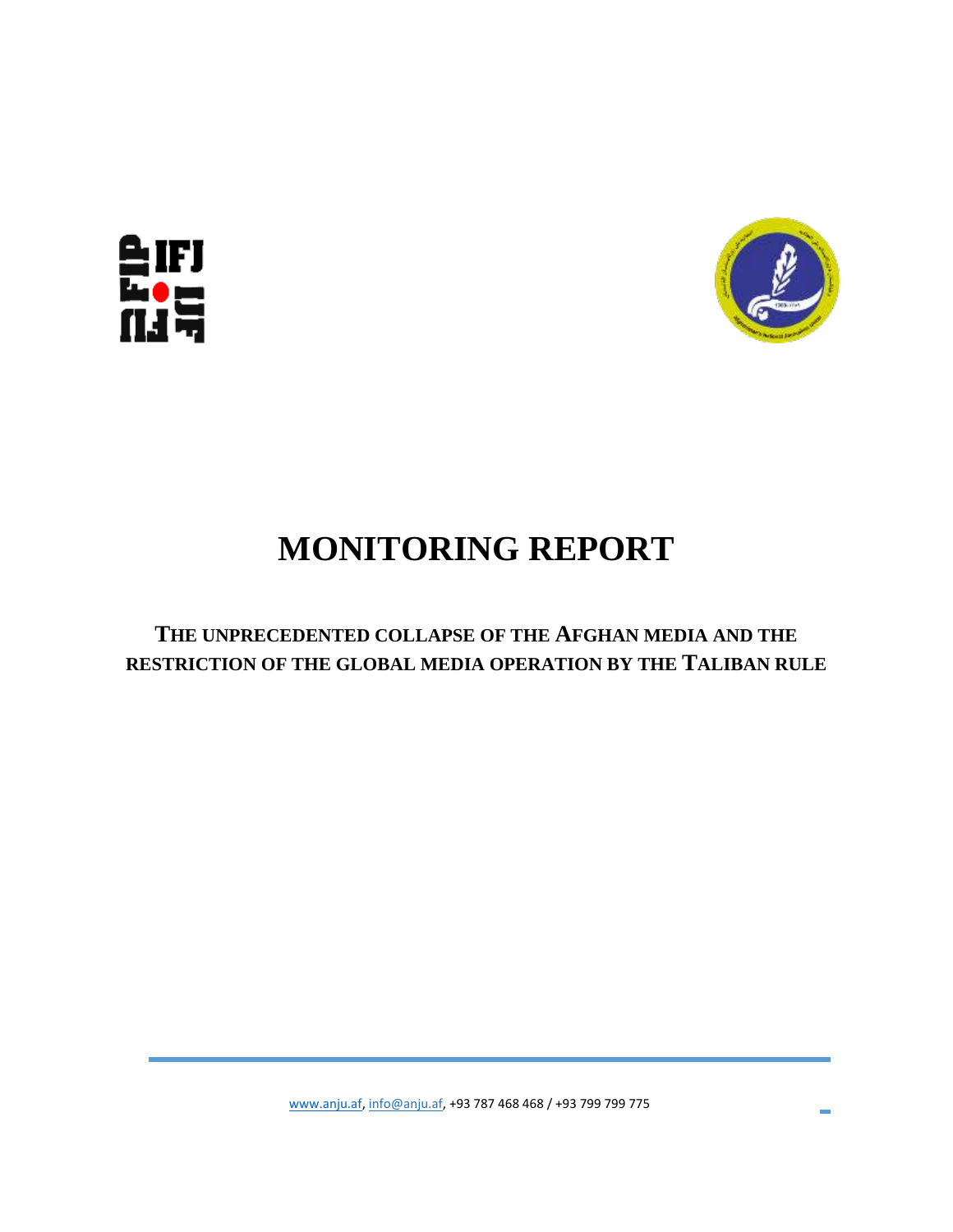# MONITORING REPORT

## THE UNPRECEDENTED COLLAPSE OF THE AFGHAN MEDIA AND THE RESTRICTION OF THE GLOBAL MEDIA OPERATION BY THE TALIBAN RULE

www.anju.af, info@anju.af, +93 787 468 468 / +93 799 799 775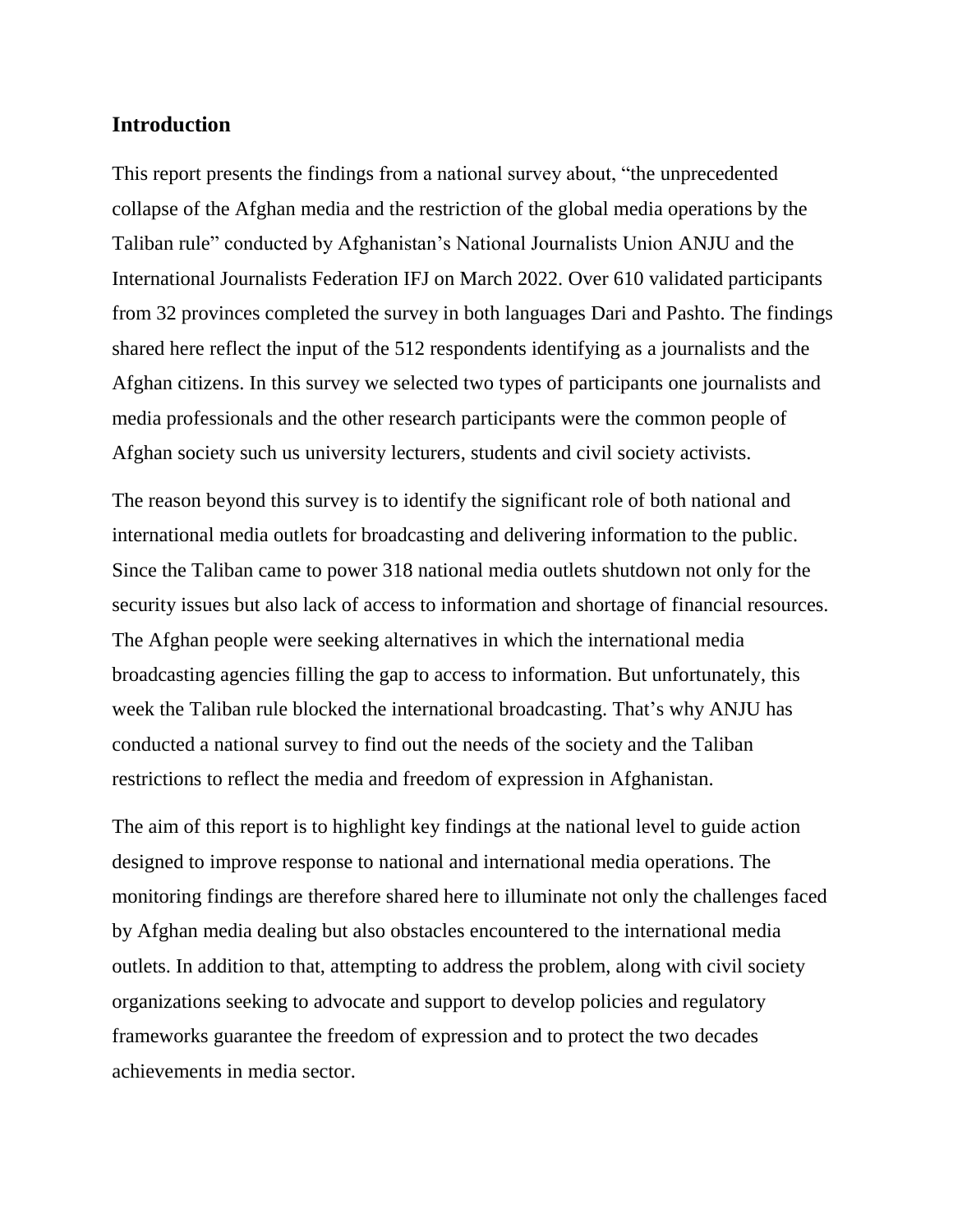## Introduction

This report presents the findings from a national survey about, "the unprecedented collapse of the Afghan media and the restriction of the global media operations by the Taliban rule" conducted by Afghanistan's National Journalists Union ANJU and the International Journalists Federation IFJ on March 2022. Over 610 validated participants from 32 provinces completed the survey in both languages Dari and Pashto. The findings shared here reflect the input of the 512 respondents identifying as a journalists and the Afghan citizens. In this survey we selected two types of participants one journalists and media professionals and the other research participants were the common people of Afghan society such us university lecturers, students and civil society activists.

The reason beyond this survey is to identify the significant role of both national and international media outlets for broadcasting and delivering information to the public. Since the Taliban came to power 318 national media outlets shutdown not only for the security issues but also lack of access to information and shortage of financial resources. The Afghan people were seeking alternatives in which the international media broadcasting agencies filling the gap to access to information. But unfortunately, this week the Taliban rule blocked the international broadcasting. That's why ANJU has conducted a national survey to find out the needs of the society and the Taliban restrictions to reflect the media and freedom of expression in Afghanistan.

The aim of this report is to highlight key findings at the national level to guide action designed to improve response to national and international media operations. The monitoring findings are therefore shared here to illuminate not only the challenges faced by Afghan media dealing but also obstacles encountered to the international media outlets. In addition to that, attempting to address the problem, along with civil society organizations seeking to advocate and support to develop policies and regulatory frameworks guarantee the freedom of expression and to protect the two decades achievements in media sector.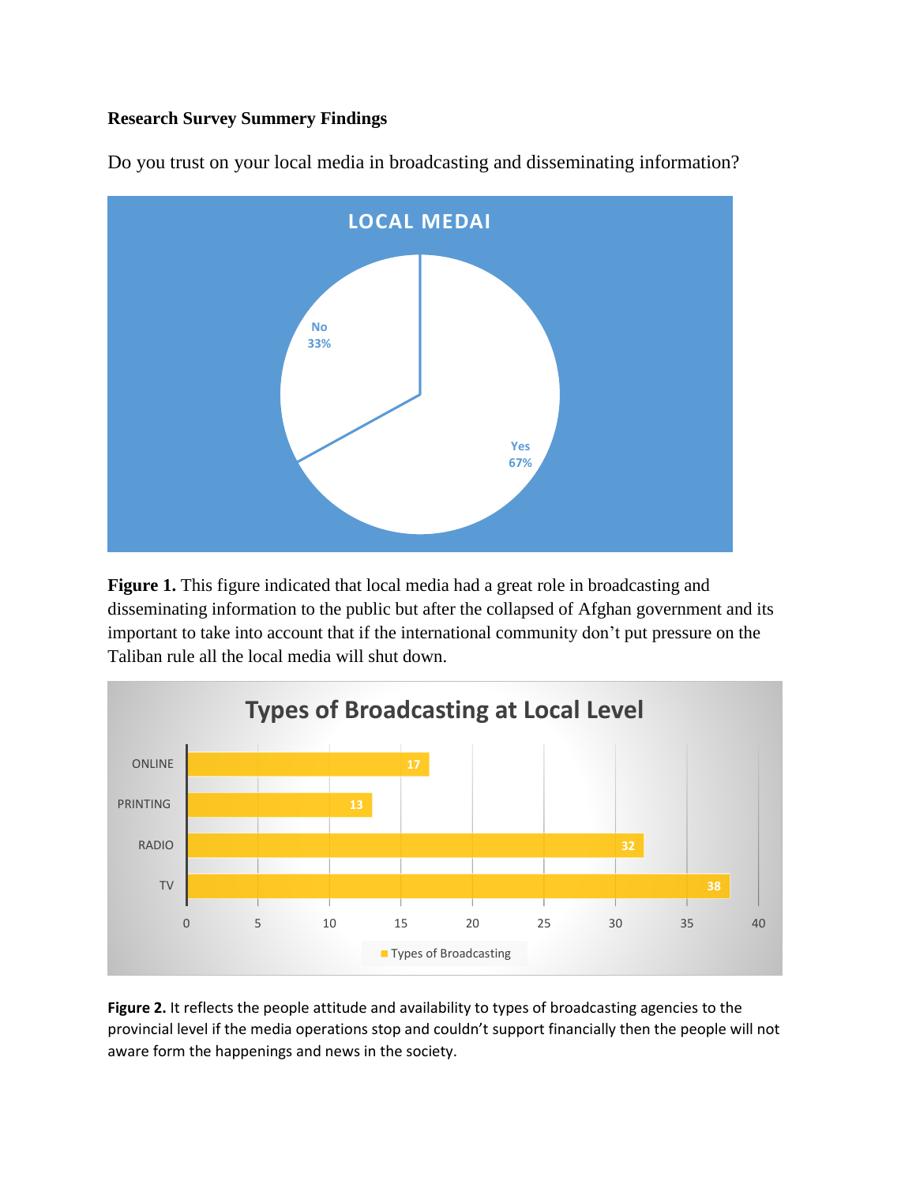**Research Survey Summery Findings**

Do you trust on your local media in broadcasting and disseminating information?

LOCAL MEDAI

No 33%

Yes 67%

**Figure 1.** This figure indicated that local media had a great role in broadcasting and disseminating information to the public but after the collapsed of Afghan government and its important to take into account that if the international community don't put pressure on the Taliban rule all the local media will shut down.

Types of Broadcasting at Local Level

| Type | Types of Broadcasting |
| --- | --- |
| ONLINE | 17 |
| PRINTING | 13 |
| RADIO | 32 |
| TV | 38 |

**Figure 2.** It reflects the people attitude and availability to types of broadcasting agencies to the provincial level if the media operations stop and couldn't support financially then the people will not aware form the happenings and news in the society.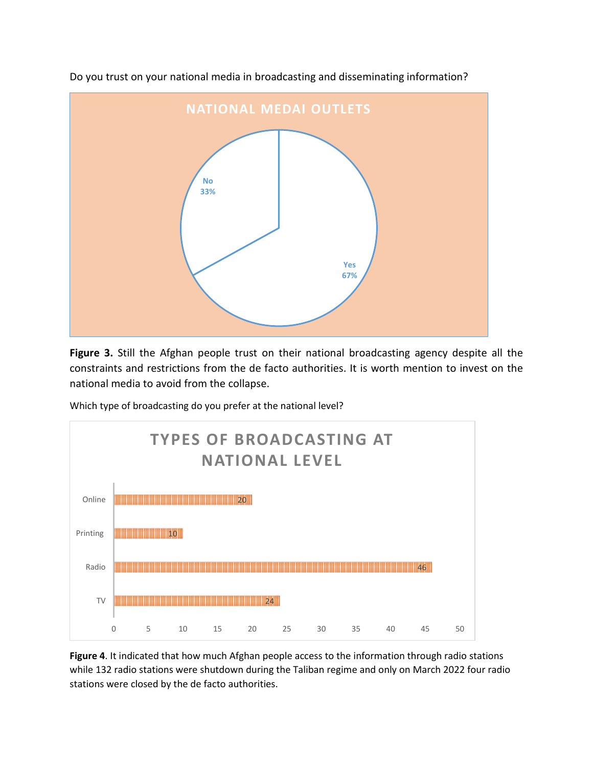Do you trust on your national media in broadcasting and disseminating information?

NATIONAL MEDAI OUTLETS

| Response | Share |
| --- | --- |
| No | 33% |
| Yes | 67% |

**Figure 3.** Still the Afghan people trust on their national broadcasting agency despite all the constraints and restrictions from the de facto authorities. It is worth mention to invest on the national media to avoid from the collapse.

Which type of broadcasting do you prefer at the national level?

TYPES OF BROADCASTING AT NATIONAL LEVEL

| Type | Value |
| --- | --- |
| Online | 20 |
| Printing | 10 |
| Radio | 46 |
| TV | 24 |

**Figure 4**. It indicated that how much Afghan people access to the information through radio stations while 132 radio stations were shutdown during the Taliban regime and only on March 2022 four radio stations were closed by the de facto authorities.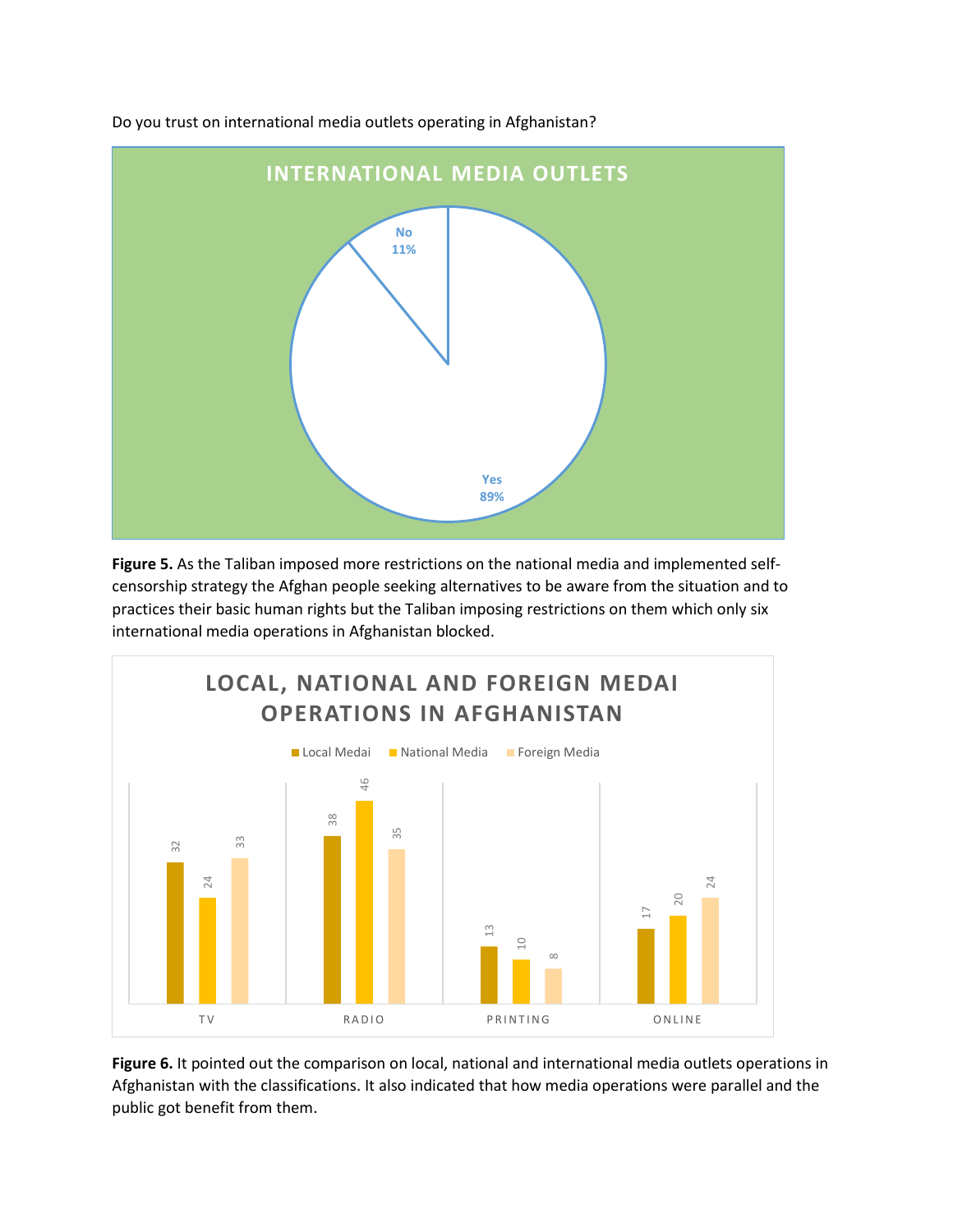Do you trust on international media outlets operating in Afghanistan?

**INTERNATIONAL MEDIA OUTLETS**

| Response | Percentage |
|---|---|
| No | 11% |
| Yes | 89% |

**Figure 5.** As the Taliban imposed more restrictions on the national media and implemented self-censorship strategy the Afghan people seeking alternatives to be aware from the situation and to practices their basic human rights but the Taliban imposing restrictions on them which only six international media operations in Afghanistan blocked.

**LOCAL, NATIONAL AND FOREIGN MEDAI OPERATIONS IN AFGHANISTAN**

| | Local Medai | National Media | Foreign Media |
|---|---|---|---|
| TV | 32 | 24 | 33 |
| RADIO | 38 | 46 | 35 |
| PRINTING | 13 | 10 | 8 |
| ONLINE | 17 | 20 | 24 |

**Figure 6.** It pointed out the comparison on local, national and international media outlets operations in Afghanistan with the classifications. It also indicated that how media operations were parallel and the public got benefit from them.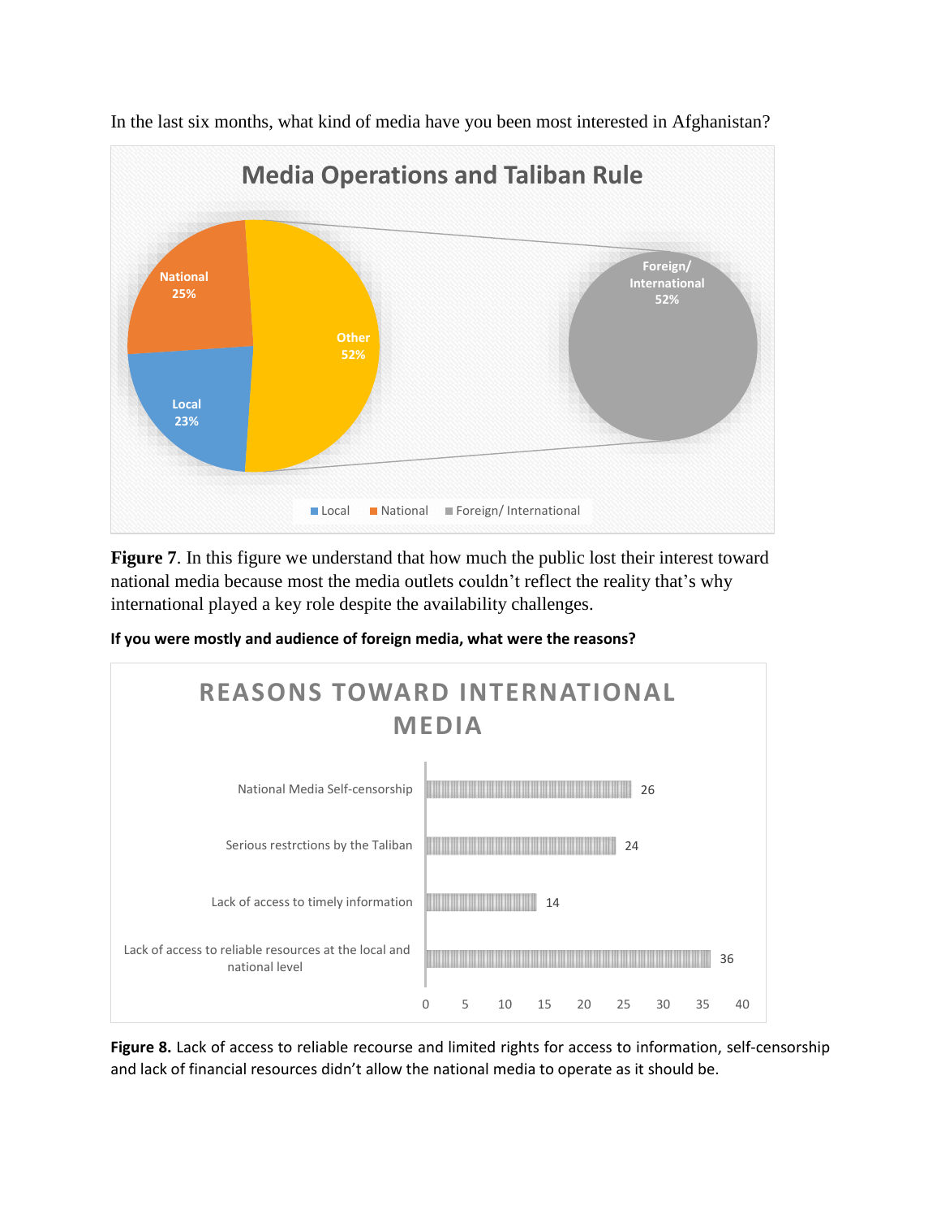In the last six months, what kind of media have you been most interested in Afghanistan?

**Figure 7**. In this figure we understand that how much the public lost their interest toward national media because most the media outlets couldn't reflect the reality that's why international played a key role despite the availability challenges.

**If you were mostly and audience of foreign media, what were the reasons?**

**Figure 8.** Lack of access to reliable recourse and limited rights for access to information, self-censorship and lack of financial resources didn't allow the national media to operate as it should be.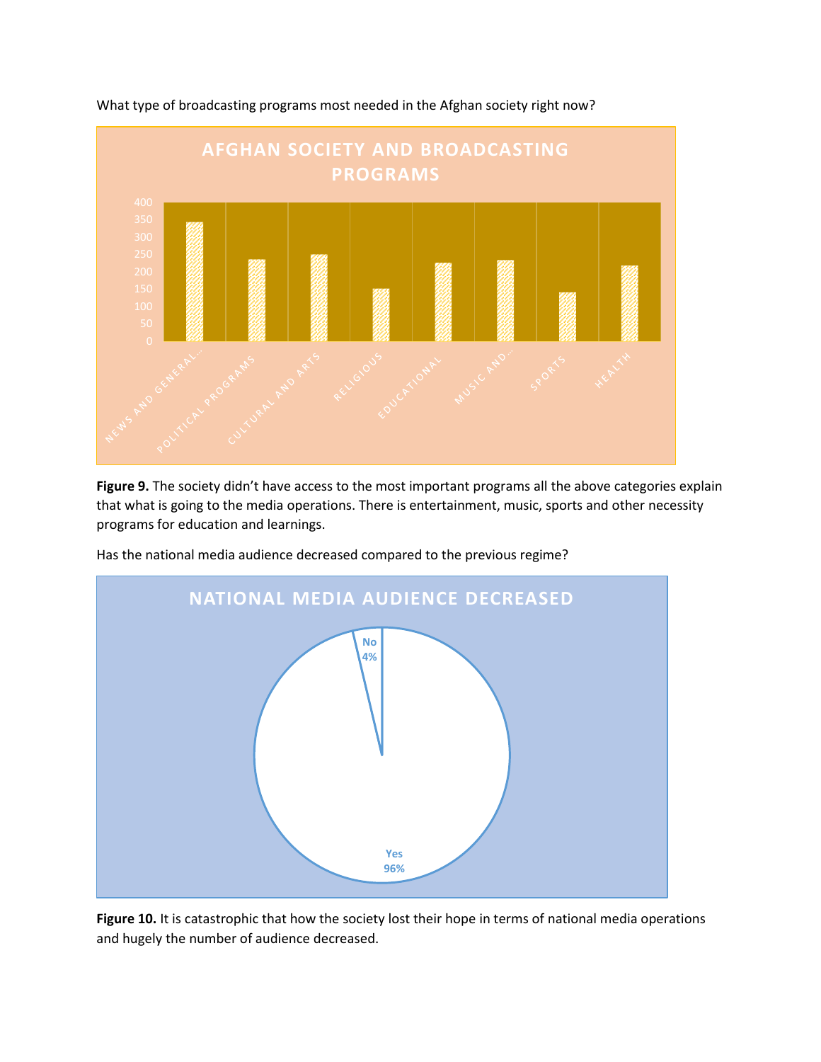What type of broadcasting programs most needed in the Afghan society right now?

Figure 9. The society didn't have access to the most important programs all the above categories explain that what is going to the media operations. There is entertainment, music, sports and other necessity programs for education and learnings.

Has the national media audience decreased compared to the previous regime?

Figure 10. It is catastrophic that how the society lost their hope in terms of national media operations and hugely the number of audience decreased.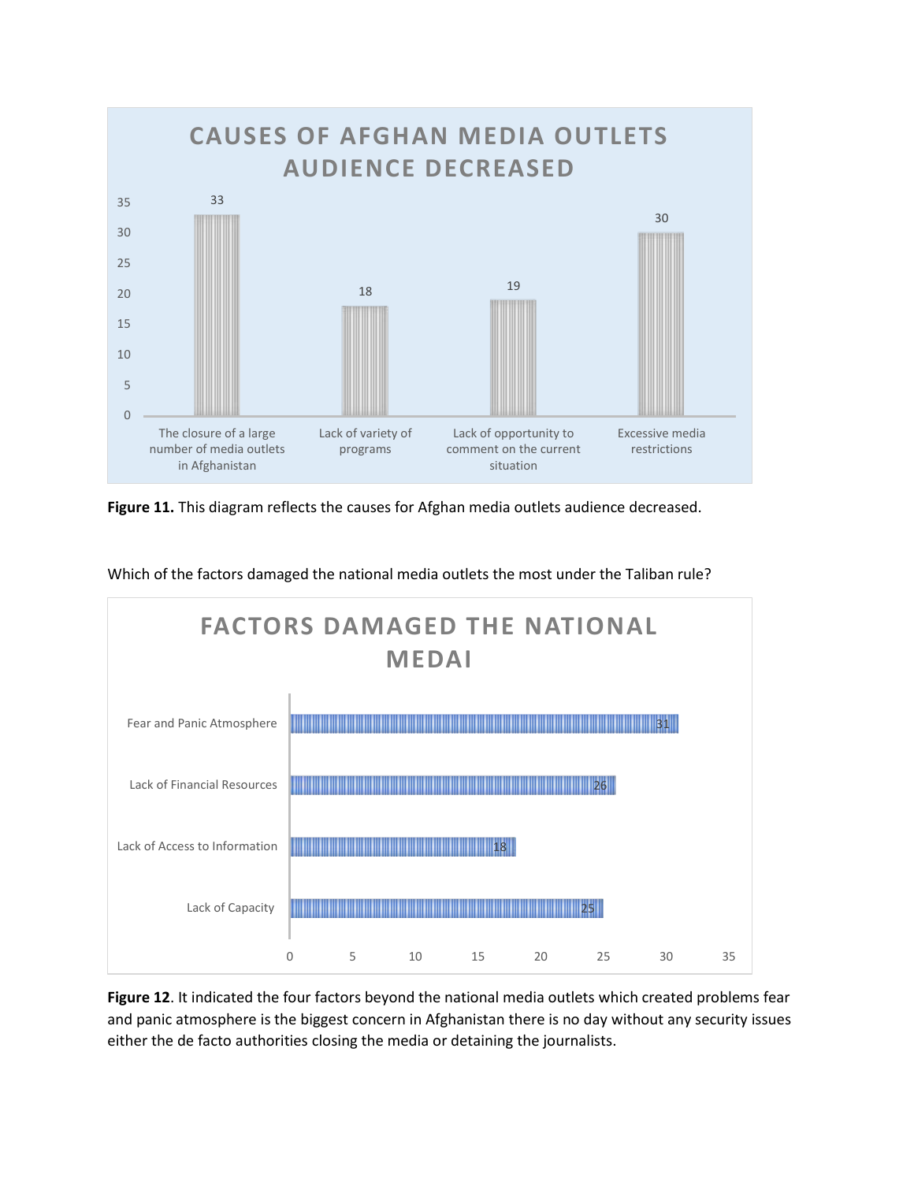CAUSES OF AFGHAN MEDIA OUTLETS AUDIENCE DECREASED

35
30
25
20
15
10
5
0

33
18
19
30

The closure of a large number of media outlets in Afghanistan
Lack of variety of programs
Lack of opportunity to comment on the current situation
Excessive media restrictions

**Figure 11.** This diagram reflects the causes for Afghan media outlets audience decreased.

Which of the factors damaged the national media outlets the most under the Taliban rule?

FACTORS DAMAGED THE NATIONAL MEDAI

Fear and Panic Atmosphere
31
Lack of Financial Resources
26
Lack of Access to Information
18
Lack of Capacity
25

0
5
10
15
20
25
30
35

**Figure 12**. It indicated the four factors beyond the national media outlets which created problems fear and panic atmosphere is the biggest concern in Afghanistan there is no day without any security issues either the de facto authorities closing the media or detaining the journalists.